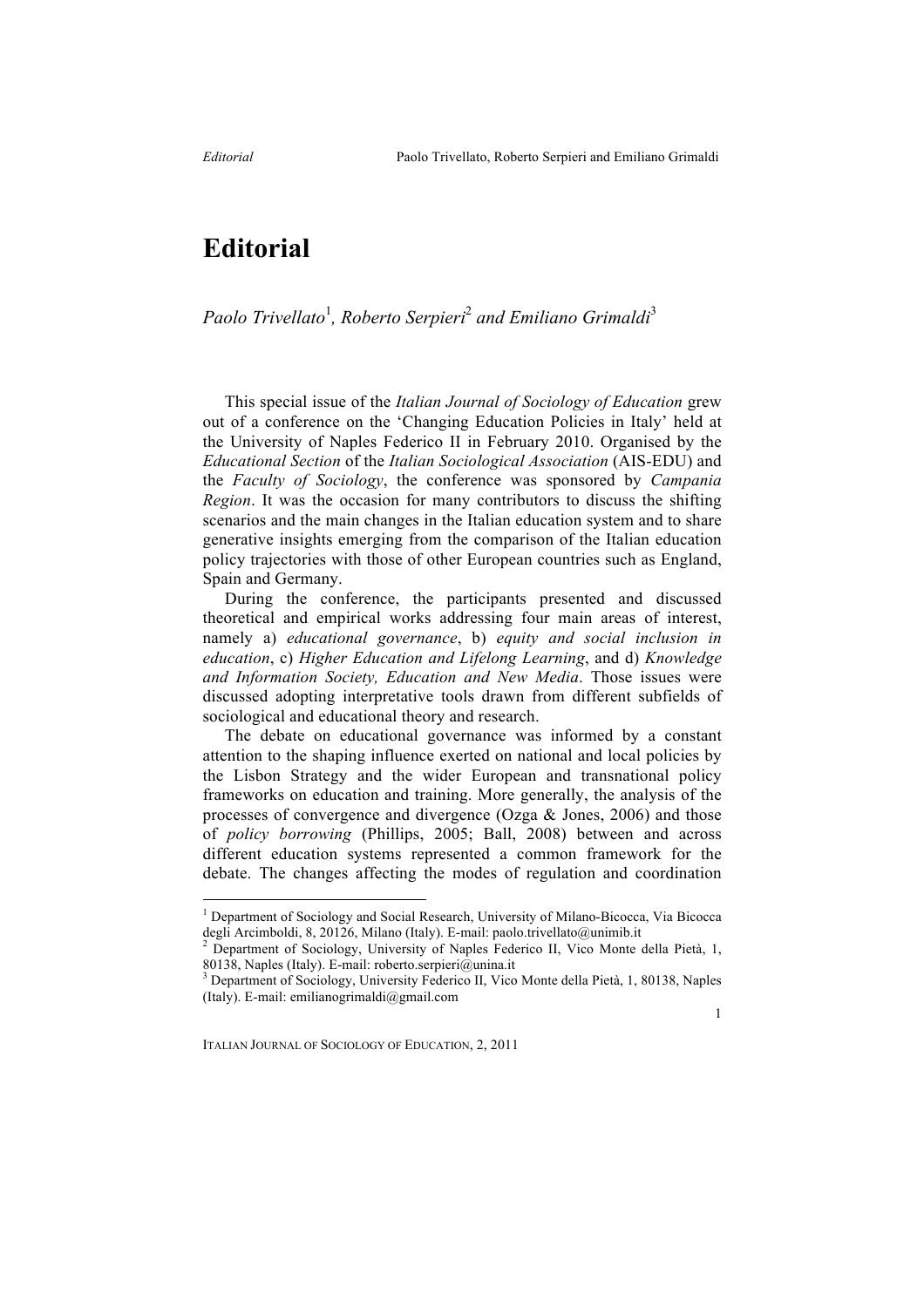# Editorial

*Paolo Trivellato*[1]*, Roberto Serpieri*[2] *and Emiliano Grimaldi*[3]

This special issue of the *Italian Journal of Sociology of Education* grew out of a conference on the 'Changing Education Policies in Italy' held at the University of Naples Federico II in February 2010. Organised by the *Educational Section* of the *Italian Sociological Association* (AIS-EDU) and the *Faculty of Sociology*, the conference was sponsored by *Campania Region*. It was the occasion for many contributors to discuss the shifting scenarios and the main changes in the Italian education system and to share generative insights emerging from the comparison of the Italian education policy trajectories with those of other European countries such as England, Spain and Germany.

During the conference, the participants presented and discussed theoretical and empirical works addressing four main areas of interest, namely a) *educational governance*, b) *equity and social inclusion in education*, c) *Higher Education and Lifelong Learning*, and d) *Knowledge and Information Society, Education and New Media*. Those issues were discussed adopting interpretative tools drawn from different subfields of sociological and educational theory and research.

The debate on educational governance was informed by a constant attention to the shaping influence exerted on national and local policies by the Lisbon Strategy and the wider European and transnational policy frameworks on education and training. More generally, the analysis of the processes of convergence and divergence (Ozga & Jones, 2006) and those of *policy borrowing* (Phillips, 2005; Ball, 2008) between and across different education systems represented a common framework for the debate. The changes affecting the modes of regulation and coordination

---

[1] Department of Sociology and Social Research, University of Milano-Bicocca, Via Bicocca degli Arcimboldi, 8, 20126, Milano (Italy). E-mail: paolo.trivellato@unimib.it

[2] Department of Sociology, University of Naples Federico II, Vico Monte della Pietà, 1, 80138, Naples (Italy). E-mail: roberto.serpieri@unina.it

[3] Department of Sociology, University Federico II, Vico Monte della Pietà, 1, 80138, Naples (Italy). E-mail: emilianogrimaldi@gmail.com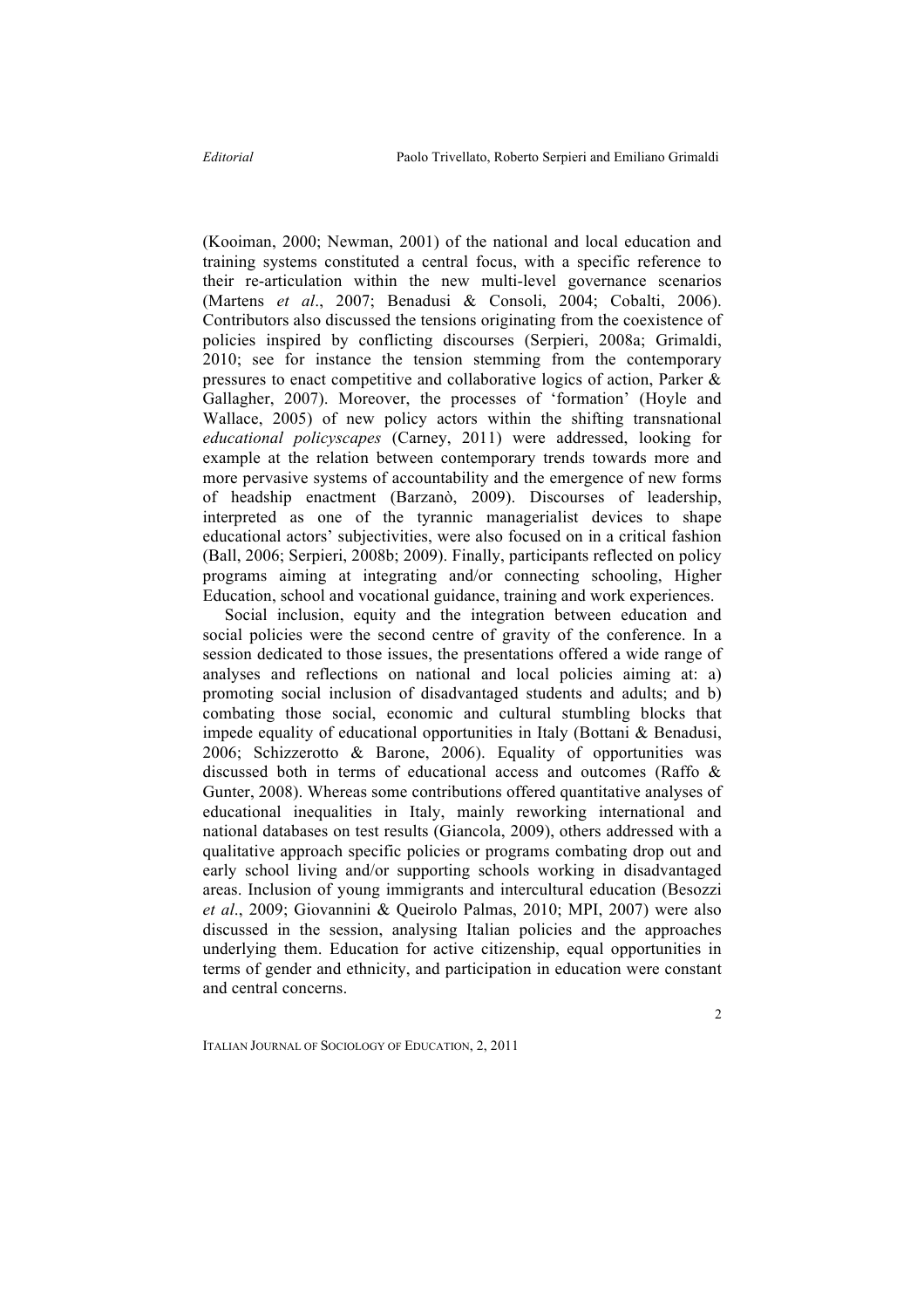(Kooiman, 2000; Newman, 2001) of the national and local education and training systems constituted a central focus, with a specific reference to their re-articulation within the new multi-level governance scenarios (Martens *et al*., 2007; Benadusi & Consoli, 2004; Cobalti, 2006). Contributors also discussed the tensions originating from the coexistence of policies inspired by conflicting discourses (Serpieri, 2008a; Grimaldi, 2010; see for instance the tension stemming from the contemporary pressures to enact competitive and collaborative logics of action, Parker & Gallagher, 2007). Moreover, the processes of 'formation' (Hoyle and Wallace, 2005) of new policy actors within the shifting transnational *educational policyscapes* (Carney, 2011) were addressed, looking for example at the relation between contemporary trends towards more and more pervasive systems of accountability and the emergence of new forms of headship enactment (Barzanò, 2009). Discourses of leadership, interpreted as one of the tyrannic managerialist devices to shape educational actors' subjectivities, were also focused on in a critical fashion (Ball, 2006; Serpieri, 2008b; 2009). Finally, participants reflected on policy programs aiming at integrating and/or connecting schooling, Higher Education, school and vocational guidance, training and work experiences.

Social inclusion, equity and the integration between education and social policies were the second centre of gravity of the conference. In a session dedicated to those issues, the presentations offered a wide range of analyses and reflections on national and local policies aiming at: a) promoting social inclusion of disadvantaged students and adults; and b) combating those social, economic and cultural stumbling blocks that impede equality of educational opportunities in Italy (Bottani & Benadusi, 2006; Schizzerotto & Barone, 2006). Equality of opportunities was discussed both in terms of educational access and outcomes (Raffo & Gunter, 2008). Whereas some contributions offered quantitative analyses of educational inequalities in Italy, mainly reworking international and national databases on test results (Giancola, 2009), others addressed with a qualitative approach specific policies or programs combating drop out and early school living and/or supporting schools working in disadvantaged areas. Inclusion of young immigrants and intercultural education (Besozzi *et al*., 2009; Giovannini & Queirolo Palmas, 2010; MPI, 2007) were also discussed in the session, analysing Italian policies and the approaches underlying them. Education for active citizenship, equal opportunities in terms of gender and ethnicity, and participation in education were constant and central concerns.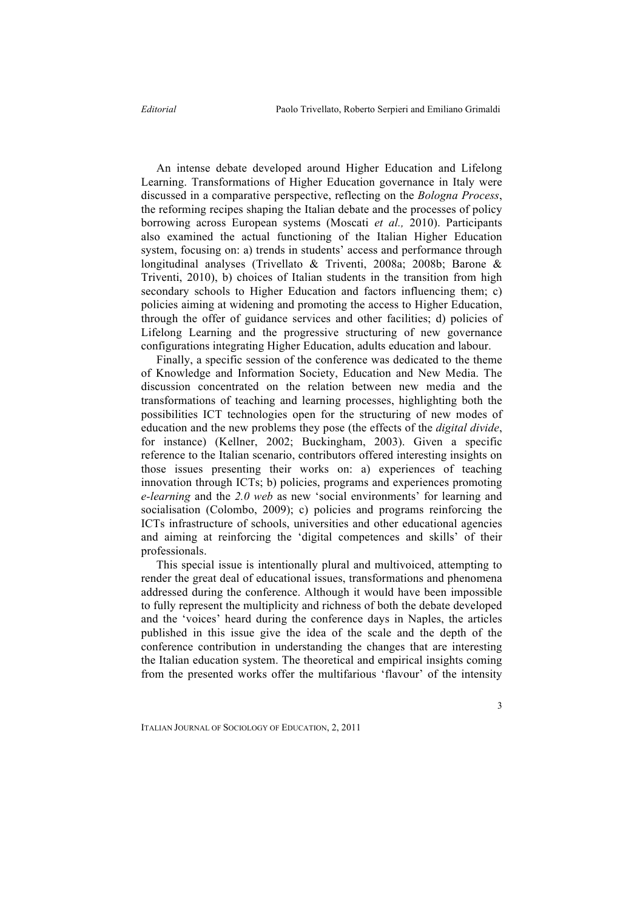An intense debate developed around Higher Education and Lifelong Learning. Transformations of Higher Education governance in Italy were discussed in a comparative perspective, reflecting on the *Bologna Process*, the reforming recipes shaping the Italian debate and the processes of policy borrowing across European systems (Moscati *et al.,* 2010). Participants also examined the actual functioning of the Italian Higher Education system, focusing on: a) trends in students' access and performance through longitudinal analyses (Trivellato & Triventi, 2008a; 2008b; Barone & Triventi, 2010), b) choices of Italian students in the transition from high secondary schools to Higher Education and factors influencing them; c) policies aiming at widening and promoting the access to Higher Education, through the offer of guidance services and other facilities; d) policies of Lifelong Learning and the progressive structuring of new governance configurations integrating Higher Education, adults education and labour.

Finally, a specific session of the conference was dedicated to the theme of Knowledge and Information Society, Education and New Media. The discussion concentrated on the relation between new media and the transformations of teaching and learning processes, highlighting both the possibilities ICT technologies open for the structuring of new modes of education and the new problems they pose (the effects of the *digital divide*, for instance) (Kellner, 2002; Buckingham, 2003). Given a specific reference to the Italian scenario, contributors offered interesting insights on those issues presenting their works on: a) experiences of teaching innovation through ICTs; b) policies, programs and experiences promoting *e-learning* and the *2.0 web* as new 'social environments' for learning and socialisation (Colombo, 2009); c) policies and programs reinforcing the ICTs infrastructure of schools, universities and other educational agencies and aiming at reinforcing the 'digital competences and skills' of their professionals.

This special issue is intentionally plural and multivoiced, attempting to render the great deal of educational issues, transformations and phenomena addressed during the conference. Although it would have been impossible to fully represent the multiplicity and richness of both the debate developed and the 'voices' heard during the conference days in Naples, the articles published in this issue give the idea of the scale and the depth of the conference contribution in understanding the changes that are interesting the Italian education system. The theoretical and empirical insights coming from the presented works offer the multifarious 'flavour' of the intensity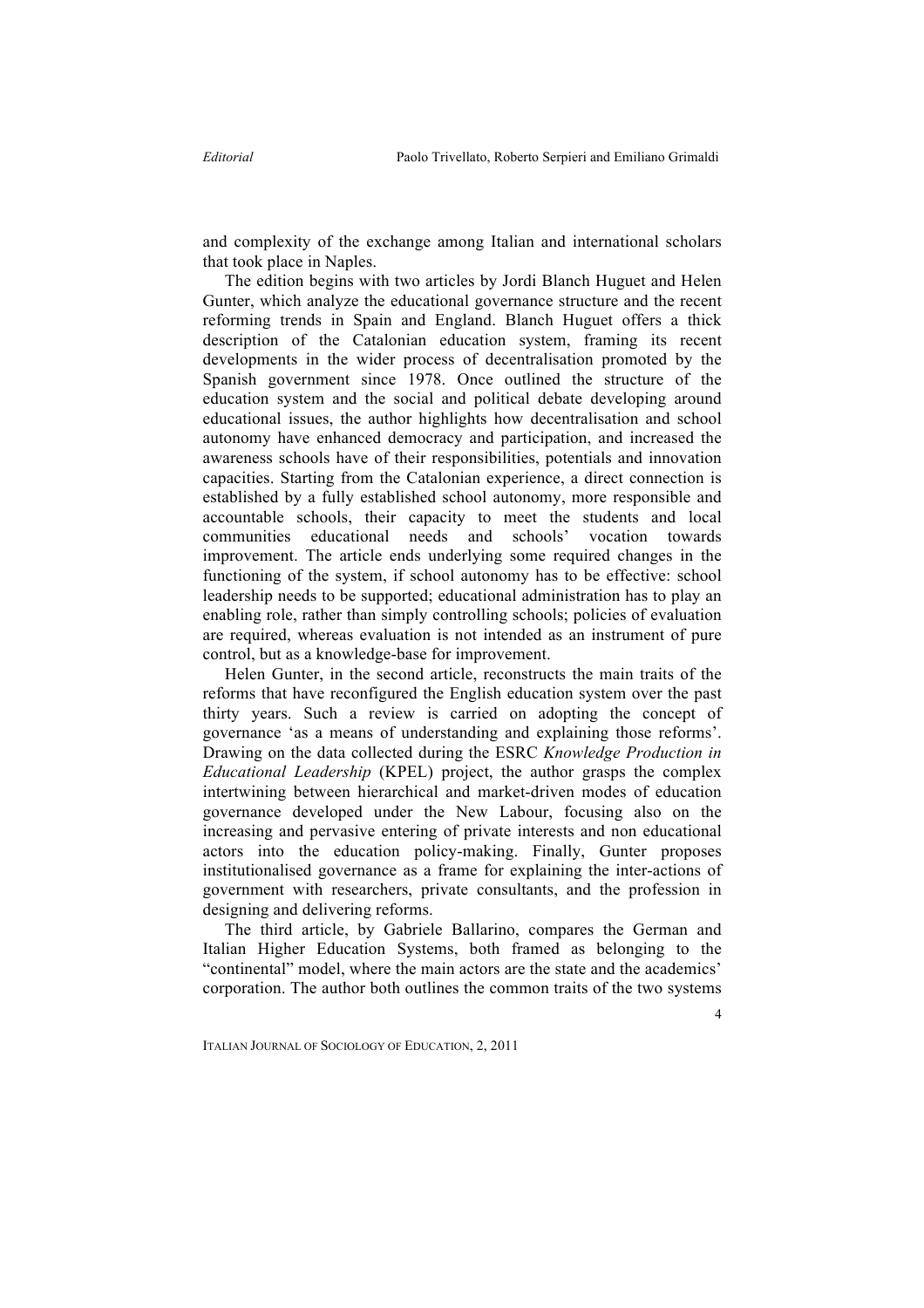and complexity of the exchange among Italian and international scholars that took place in Naples.

The edition begins with two articles by Jordi Blanch Huguet and Helen Gunter, which analyze the educational governance structure and the recent reforming trends in Spain and England. Blanch Huguet offers a thick description of the Catalonian education system, framing its recent developments in the wider process of decentralisation promoted by the Spanish government since 1978. Once outlined the structure of the education system and the social and political debate developing around educational issues, the author highlights how decentralisation and school autonomy have enhanced democracy and participation, and increased the awareness schools have of their responsibilities, potentials and innovation capacities. Starting from the Catalonian experience, a direct connection is established by a fully established school autonomy, more responsible and accountable schools, their capacity to meet the students and local communities educational needs and schools' vocation towards improvement. The article ends underlying some required changes in the functioning of the system, if school autonomy has to be effective: school leadership needs to be supported; educational administration has to play an enabling role, rather than simply controlling schools; policies of evaluation are required, whereas evaluation is not intended as an instrument of pure control, but as a knowledge-base for improvement.

Helen Gunter, in the second article, reconstructs the main traits of the reforms that have reconfigured the English education system over the past thirty years. Such a review is carried on adopting the concept of governance 'as a means of understanding and explaining those reforms'. Drawing on the data collected during the ESRC *Knowledge Production in Educational Leadership* (KPEL) project, the author grasps the complex intertwining between hierarchical and market-driven modes of education governance developed under the New Labour, focusing also on the increasing and pervasive entering of private interests and non educational actors into the education policy-making. Finally, Gunter proposes institutionalised governance as a frame for explaining the inter-actions of government with researchers, private consultants, and the profession in designing and delivering reforms.

The third article, by Gabriele Ballarino, compares the German and Italian Higher Education Systems, both framed as belonging to the "continental" model, where the main actors are the state and the academics' corporation. The author both outlines the common traits of the two systems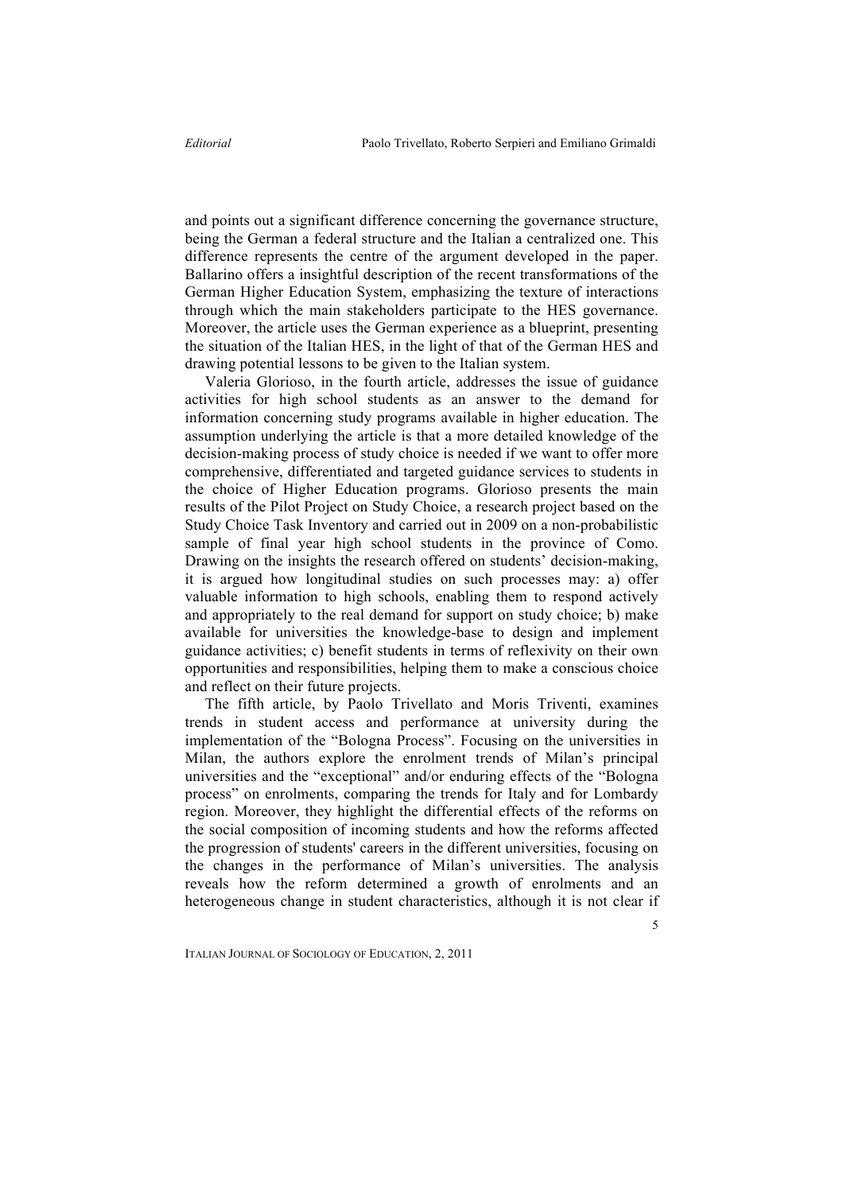and points out a significant difference concerning the governance structure, being the German a federal structure and the Italian a centralized one. This difference represents the centre of the argument developed in the paper. Ballarino offers a insightful description of the recent transformations of the German Higher Education System, emphasizing the texture of interactions through which the main stakeholders participate to the HES governance. Moreover, the article uses the German experience as a blueprint, presenting the situation of the Italian HES, in the light of that of the German HES and drawing potential lessons to be given to the Italian system.

Valeria Glorioso, in the fourth article, addresses the issue of guidance activities for high school students as an answer to the demand for information concerning study programs available in higher education. The assumption underlying the article is that a more detailed knowledge of the decision-making process of study choice is needed if we want to offer more comprehensive, differentiated and targeted guidance services to students in the choice of Higher Education programs. Glorioso presents the main results of the Pilot Project on Study Choice, a research project based on the Study Choice Task Inventory and carried out in 2009 on a non-probabilistic sample of final year high school students in the province of Como. Drawing on the insights the research offered on students' decision-making, it is argued how longitudinal studies on such processes may: a) offer valuable information to high schools, enabling them to respond actively and appropriately to the real demand for support on study choice; b) make available for universities the knowledge-base to design and implement guidance activities; c) benefit students in terms of reflexivity on their own opportunities and responsibilities, helping them to make a conscious choice and reflect on their future projects.

The fifth article, by Paolo Trivellato and Moris Triventi, examines trends in student access and performance at university during the implementation of the "Bologna Process". Focusing on the universities in Milan, the authors explore the enrolment trends of Milan's principal universities and the "exceptional" and/or enduring effects of the "Bologna process" on enrolments, comparing the trends for Italy and for Lombardy region. Moreover, they highlight the differential effects of the reforms on the social composition of incoming students and how the reforms affected the progression of students' careers in the different universities, focusing on the changes in the performance of Milan's universities. The analysis reveals how the reform determined a growth of enrolments and an heterogeneous change in student characteristics, although it is not clear if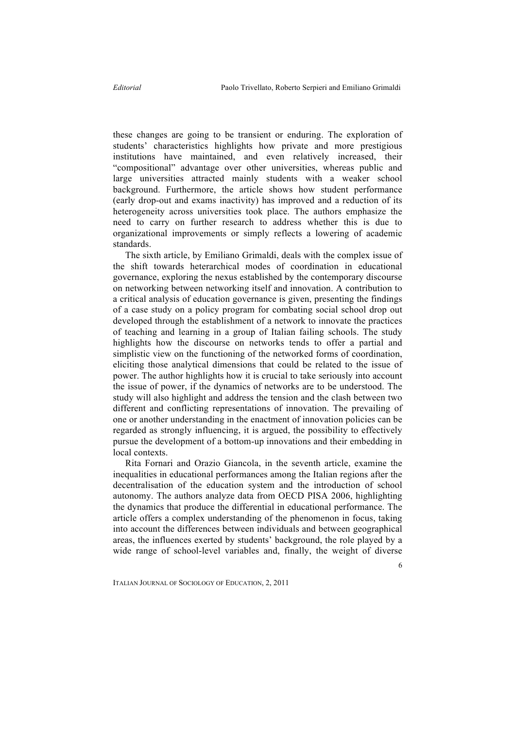these changes are going to be transient or enduring. The exploration of students' characteristics highlights how private and more prestigious institutions have maintained, and even relatively increased, their "compositional" advantage over other universities, whereas public and large universities attracted mainly students with a weaker school background. Furthermore, the article shows how student performance (early drop-out and exams inactivity) has improved and a reduction of its heterogeneity across universities took place. The authors emphasize the need to carry on further research to address whether this is due to organizational improvements or simply reflects a lowering of academic standards.

The sixth article, by Emiliano Grimaldi, deals with the complex issue of the shift towards heterarchical modes of coordination in educational governance, exploring the nexus established by the contemporary discourse on networking between networking itself and innovation. A contribution to a critical analysis of education governance is given, presenting the findings of a case study on a policy program for combating social school drop out developed through the establishment of a network to innovate the practices of teaching and learning in a group of Italian failing schools. The study highlights how the discourse on networks tends to offer a partial and simplistic view on the functioning of the networked forms of coordination, eliciting those analytical dimensions that could be related to the issue of power. The author highlights how it is crucial to take seriously into account the issue of power, if the dynamics of networks are to be understood. The study will also highlight and address the tension and the clash between two different and conflicting representations of innovation. The prevailing of one or another understanding in the enactment of innovation policies can be regarded as strongly influencing, it is argued, the possibility to effectively pursue the development of a bottom-up innovations and their embedding in local contexts.

Rita Fornari and Orazio Giancola, in the seventh article, examine the inequalities in educational performances among the Italian regions after the decentralisation of the education system and the introduction of school autonomy. The authors analyze data from OECD PISA 2006, highlighting the dynamics that produce the differential in educational performance. The article offers a complex understanding of the phenomenon in focus, taking into account the differences between individuals and between geographical areas, the influences exerted by students' background, the role played by a wide range of school-level variables and, finally, the weight of diverse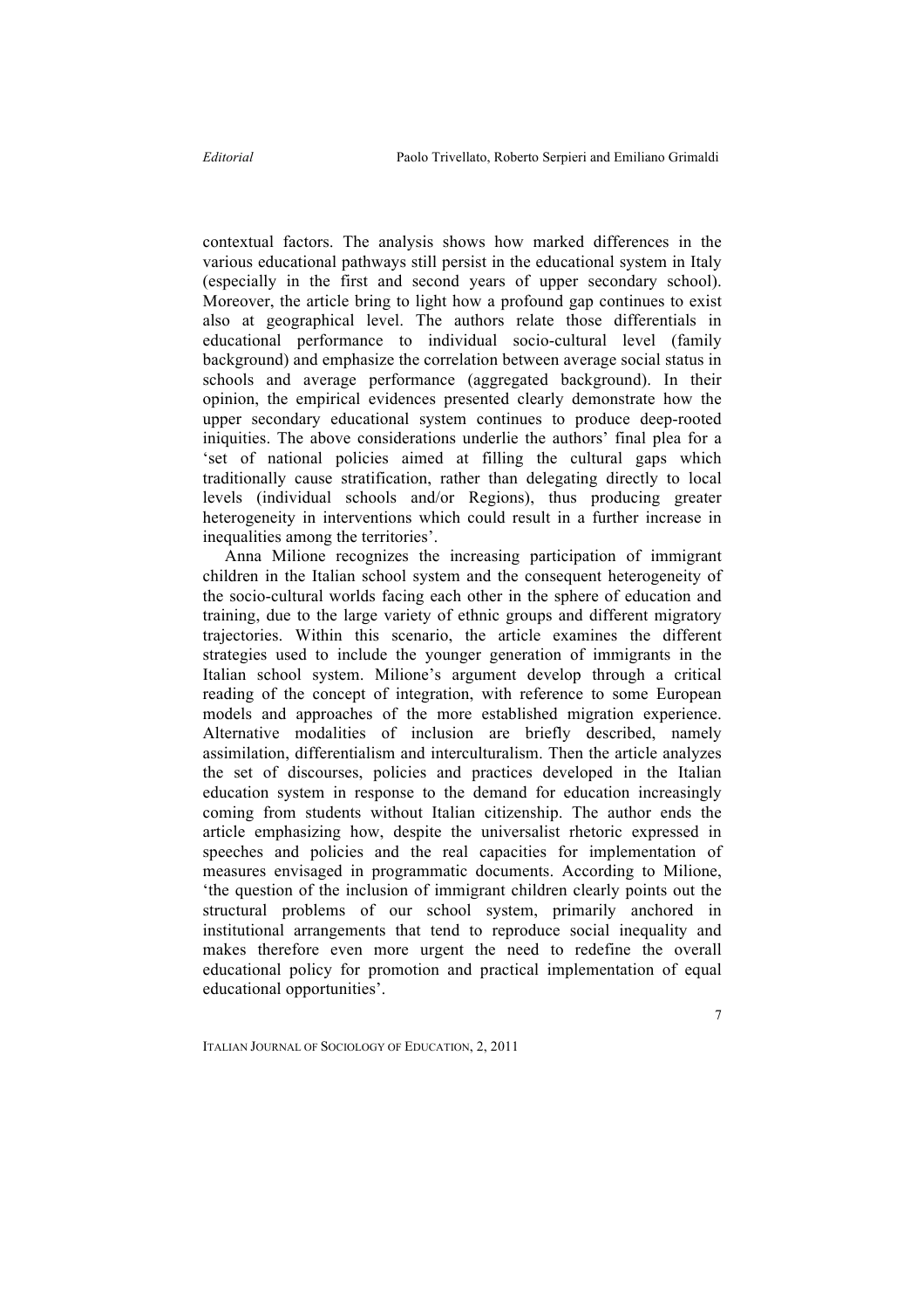contextual factors. The analysis shows how marked differences in the various educational pathways still persist in the educational system in Italy (especially in the first and second years of upper secondary school). Moreover, the article bring to light how a profound gap continues to exist also at geographical level. The authors relate those differentials in educational performance to individual socio-cultural level (family background) and emphasize the correlation between average social status in schools and average performance (aggregated background). In their opinion, the empirical evidences presented clearly demonstrate how the upper secondary educational system continues to produce deep-rooted iniquities. The above considerations underlie the authors' final plea for a 'set of national policies aimed at filling the cultural gaps which traditionally cause stratification, rather than delegating directly to local levels (individual schools and/or Regions), thus producing greater heterogeneity in interventions which could result in a further increase in inequalities among the territories'.

Anna Milione recognizes the increasing participation of immigrant children in the Italian school system and the consequent heterogeneity of the socio-cultural worlds facing each other in the sphere of education and training, due to the large variety of ethnic groups and different migratory trajectories. Within this scenario, the article examines the different strategies used to include the younger generation of immigrants in the Italian school system. Milione's argument develop through a critical reading of the concept of integration, with reference to some European models and approaches of the more established migration experience. Alternative modalities of inclusion are briefly described, namely assimilation, differentialism and interculturalism. Then the article analyzes the set of discourses, policies and practices developed in the Italian education system in response to the demand for education increasingly coming from students without Italian citizenship. The author ends the article emphasizing how, despite the universalist rhetoric expressed in speeches and policies and the real capacities for implementation of measures envisaged in programmatic documents. According to Milione, 'the question of the inclusion of immigrant children clearly points out the structural problems of our school system, primarily anchored in institutional arrangements that tend to reproduce social inequality and makes therefore even more urgent the need to redefine the overall educational policy for promotion and practical implementation of equal educational opportunities'.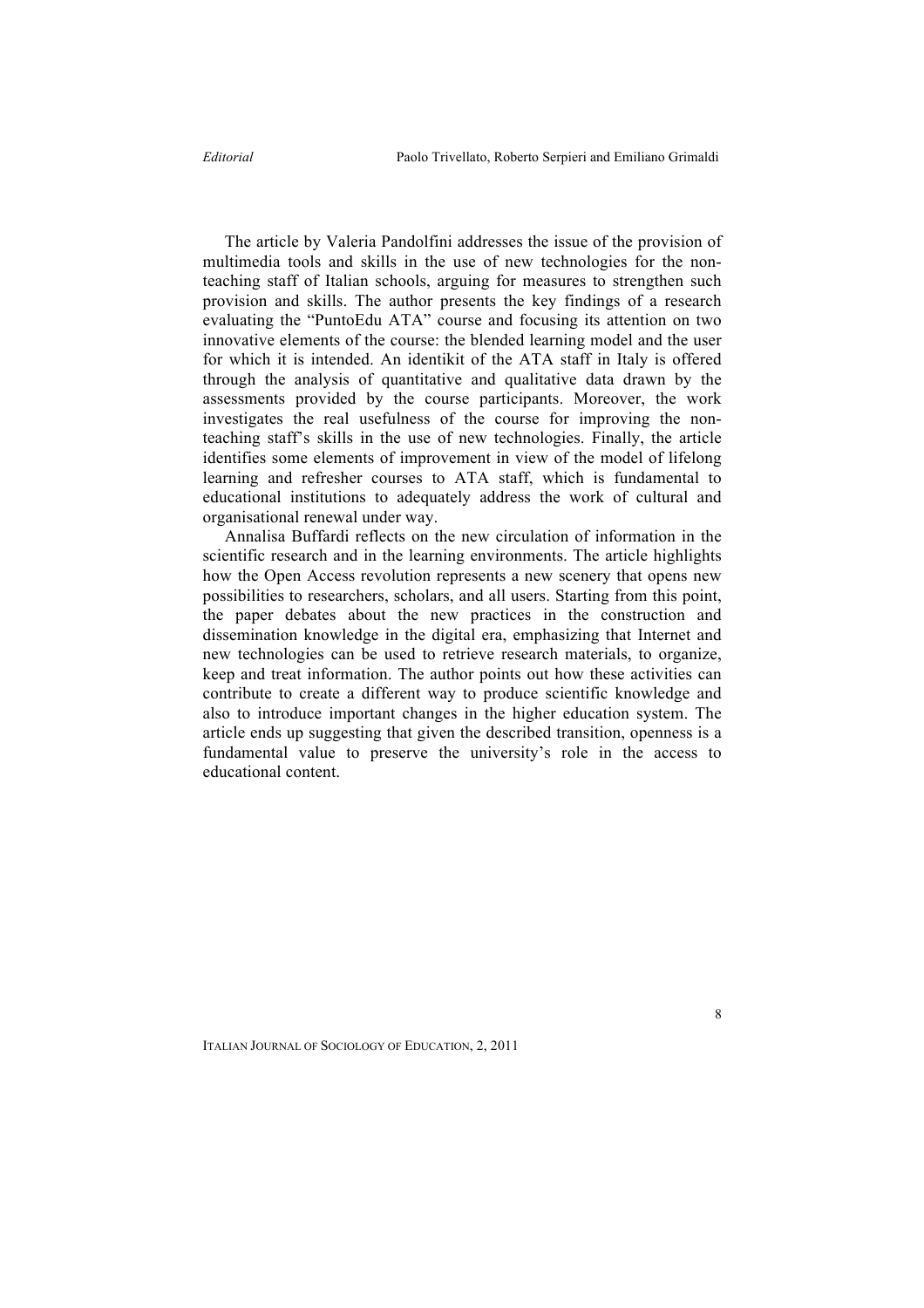The article by Valeria Pandolfini addresses the issue of the provision of multimedia tools and skills in the use of new technologies for the non-teaching staff of Italian schools, arguing for measures to strengthen such provision and skills. The author presents the key findings of a research evaluating the "PuntoEdu ATA" course and focusing its attention on two innovative elements of the course: the blended learning model and the user for which it is intended. An identikit of the ATA staff in Italy is offered through the analysis of quantitative and qualitative data drawn by the assessments provided by the course participants. Moreover, the work investigates the real usefulness of the course for improving the non-teaching staff's skills in the use of new technologies. Finally, the article identifies some elements of improvement in view of the model of lifelong learning and refresher courses to ATA staff, which is fundamental to educational institutions to adequately address the work of cultural and organisational renewal under way.

Annalisa Buffardi reflects on the new circulation of information in the scientific research and in the learning environments. The article highlights how the Open Access revolution represents a new scenery that opens new possibilities to researchers, scholars, and all users. Starting from this point, the paper debates about the new practices in the construction and dissemination knowledge in the digital era, emphasizing that Internet and new technologies can be used to retrieve research materials, to organize, keep and treat information. The author points out how these activities can contribute to create a different way to produce scientific knowledge and also to introduce important changes in the higher education system. The article ends up suggesting that given the described transition, openness is a fundamental value to preserve the university's role in the access to educational content.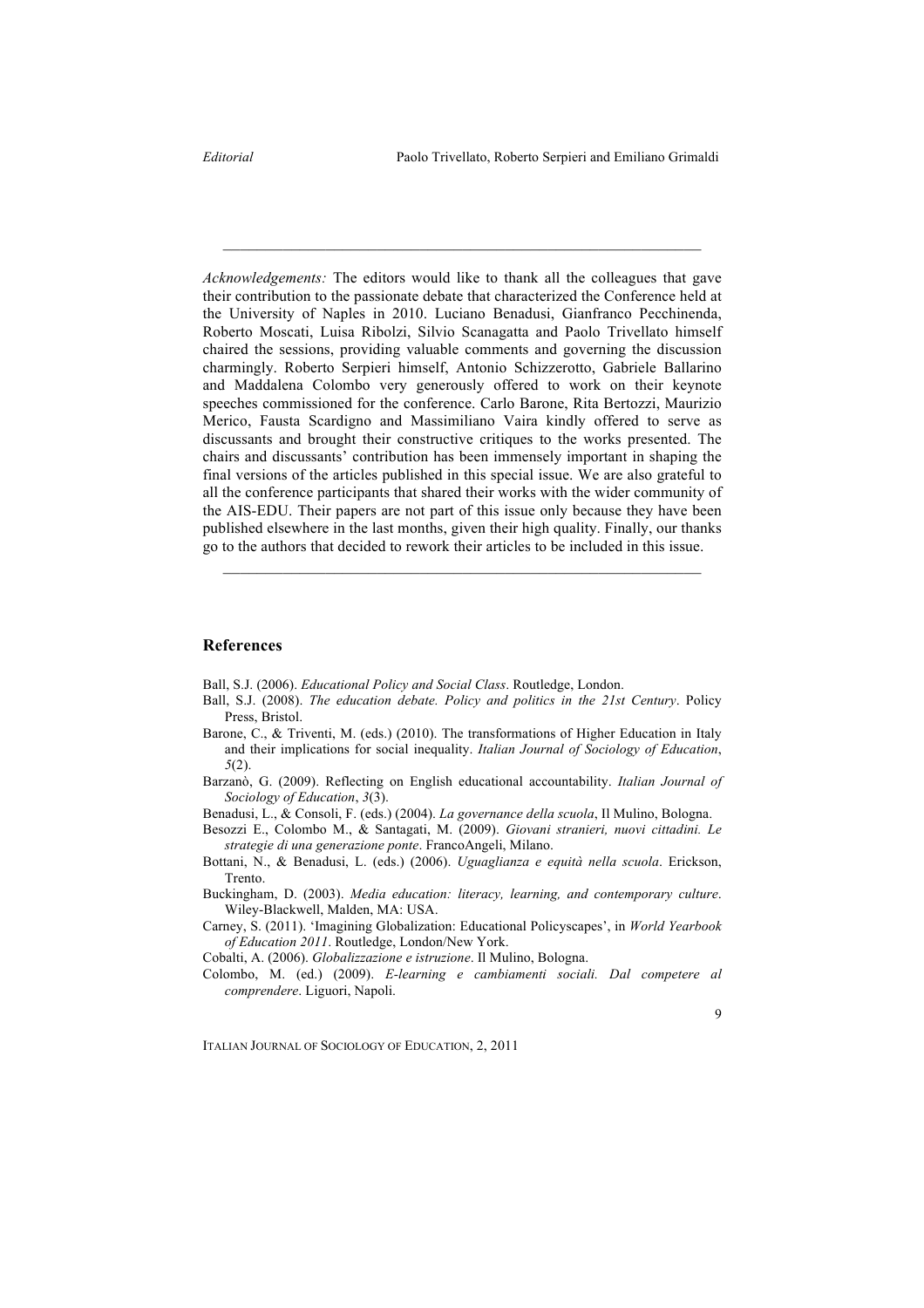---

*Acknowledgements:* The editors would like to thank all the colleagues that gave their contribution to the passionate debate that characterized the Conference held at the University of Naples in 2010. Luciano Benadusi, Gianfranco Pecchinenda, Roberto Moscati, Luisa Ribolzi, Silvio Scanagatta and Paolo Trivellato himself chaired the sessions, providing valuable comments and governing the discussion charmingly. Roberto Serpieri himself, Antonio Schizzerotto, Gabriele Ballarino and Maddalena Colombo very generously offered to work on their keynote speeches commissioned for the conference. Carlo Barone, Rita Bertozzi, Maurizio Merico, Fausta Scardigno and Massimiliano Vaira kindly offered to serve as discussants and brought their constructive critiques to the works presented. The chairs and discussants' contribution has been immensely important in shaping the final versions of the articles published in this special issue. We are also grateful to all the conference participants that shared their works with the wider community of the AIS-EDU. Their papers are not part of this issue only because they have been published elsewhere in the last months, given their high quality. Finally, our thanks go to the authors that decided to rework their articles to be included in this issue.

---

## References

Ball, S.J. (2006). *Educational Policy and Social Class*. Routledge, London.

Ball, S.J. (2008). *The education debate. Policy and politics in the 21st Century*. Policy Press, Bristol.

Barone, C., & Triventi, M. (eds.) (2010). The transformations of Higher Education in Italy and their implications for social inequality. *Italian Journal of Sociology of Education*, *5*(2).

Barzanò, G. (2009). Reflecting on English educational accountability. *Italian Journal of Sociology of Education*, *3*(3).

Benadusi, L., & Consoli, F. (eds.) (2004). *La governance della scuola*, Il Mulino, Bologna.

Besozzi E., Colombo M., & Santagati, M. (2009). *Giovani stranieri, nuovi cittadini. Le strategie di una generazione ponte*. FrancoAngeli, Milano.

Bottani, N., & Benadusi, L. (eds.) (2006). *Uguaglianza e equità nella scuola*. Erickson, Trento.

Buckingham, D. (2003). *Media education: literacy, learning, and contemporary culture*. Wiley-Blackwell, Malden, MA: USA.

Carney, S. (2011). 'Imagining Globalization: Educational Policyscapes', in *World Yearbook of Education 2011*. Routledge, London/New York.

Cobalti, A. (2006). *Globalizzazione e istruzione*. Il Mulino, Bologna.

Colombo, M. (ed.) (2009). *E-learning e cambiamenti sociali. Dal competere al comprendere*. Liguori, Napoli.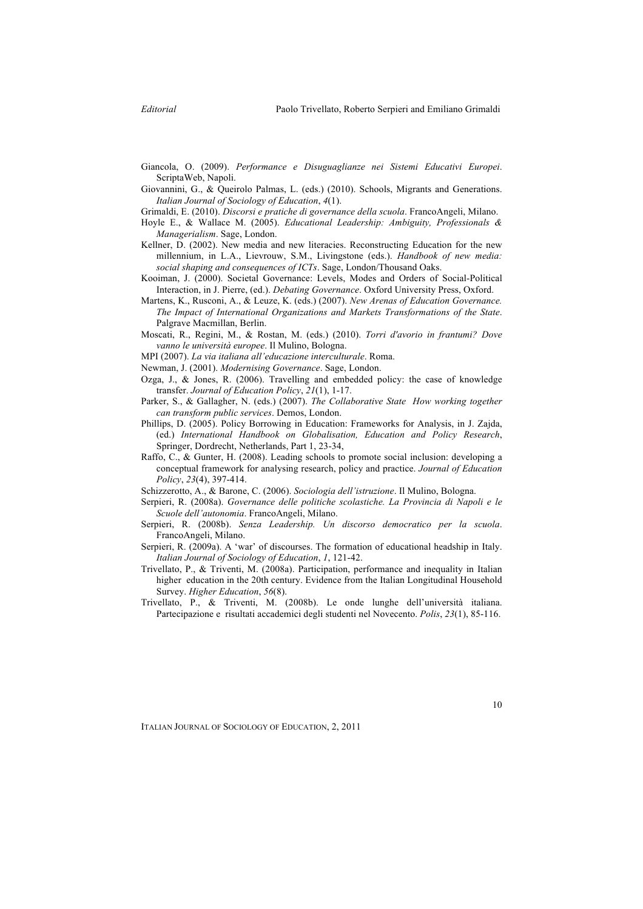Giancola, O. (2009). *Performance e Disuguaglianze nei Sistemi Educativi Europei*. ScriptaWeb, Napoli.

Giovannini, G., & Queirolo Palmas, L. (eds.) (2010). Schools, Migrants and Generations. *Italian Journal of Sociology of Education*, *4*(1).

Grimaldi, E. (2010). *Discorsi e pratiche di governance della scuola*. FrancoAngeli, Milano.

Hoyle E., & Wallace M. (2005). *Educational Leadership: Ambiguity, Professionals & Managerialism*. Sage, London.

Kellner, D. (2002). New media and new literacies. Reconstructing Education for the new millennium, in L.A., Lievrouw, S.M., Livingstone (eds.). *Handbook of new media: social shaping and consequences of ICTs*. Sage, London/Thousand Oaks.

Kooiman, J. (2000). Societal Governance: Levels, Modes and Orders of Social-Political Interaction, in J. Pierre, (ed.). *Debating Governance*. Oxford University Press, Oxford.

Martens, K., Rusconi, A., & Leuze, K. (eds.) (2007). *New Arenas of Education Governance. The Impact of International Organizations and Markets Transformations of the State*. Palgrave Macmillan, Berlin.

Moscati, R., Regini, M., & Rostan, M. (eds.) (2010). *Torri d'avorio in frantumi? Dove vanno le università europee*. Il Mulino, Bologna.

MPI (2007). *La via italiana all'educazione interculturale*. Roma.

Newman, J. (2001). *Modernising Governance*. Sage, London.

Ozga, J., & Jones, R. (2006). Travelling and embedded policy: the case of knowledge transfer. *Journal of Education Policy*, *21*(1), 1-17.

Parker, S., & Gallagher, N. (eds.) (2007). *The Collaborative State How working together can transform public services*. Demos, London.

Phillips, D. (2005). Policy Borrowing in Education: Frameworks for Analysis, in J. Zajda, (ed.) *International Handbook on Globalisation, Education and Policy Research*, Springer, Dordrecht, Netherlands, Part 1, 23-34,

Raffo, C., & Gunter, H. (2008). Leading schools to promote social inclusion: developing a conceptual framework for analysing research, policy and practice. *Journal of Education Policy*, *23*(4), 397-414.

Schizzerotto, A., & Barone, C. (2006). *Sociologia dell'istruzione*. Il Mulino, Bologna.

Serpieri, R. (2008a). *Governance delle politiche scolastiche. La Provincia di Napoli e le Scuole dell'autonomia*. FrancoAngeli, Milano.

Serpieri, R. (2008b). *Senza Leadership. Un discorso democratico per la scuola*. FrancoAngeli, Milano.

Serpieri, R. (2009a). A 'war' of discourses. The formation of educational headship in Italy. *Italian Journal of Sociology of Education*, *1*, 121-42.

Trivellato, P., & Triventi, M. (2008a). Participation, performance and inequality in Italian higher education in the 20th century. Evidence from the Italian Longitudinal Household Survey. *Higher Education*, *56*(8).

Trivellato, P., & Triventi, M. (2008b). Le onde lunghe dell'università italiana. Partecipazione e risultati accademici degli studenti nel Novecento. *Polis*, *23*(1), 85-116.